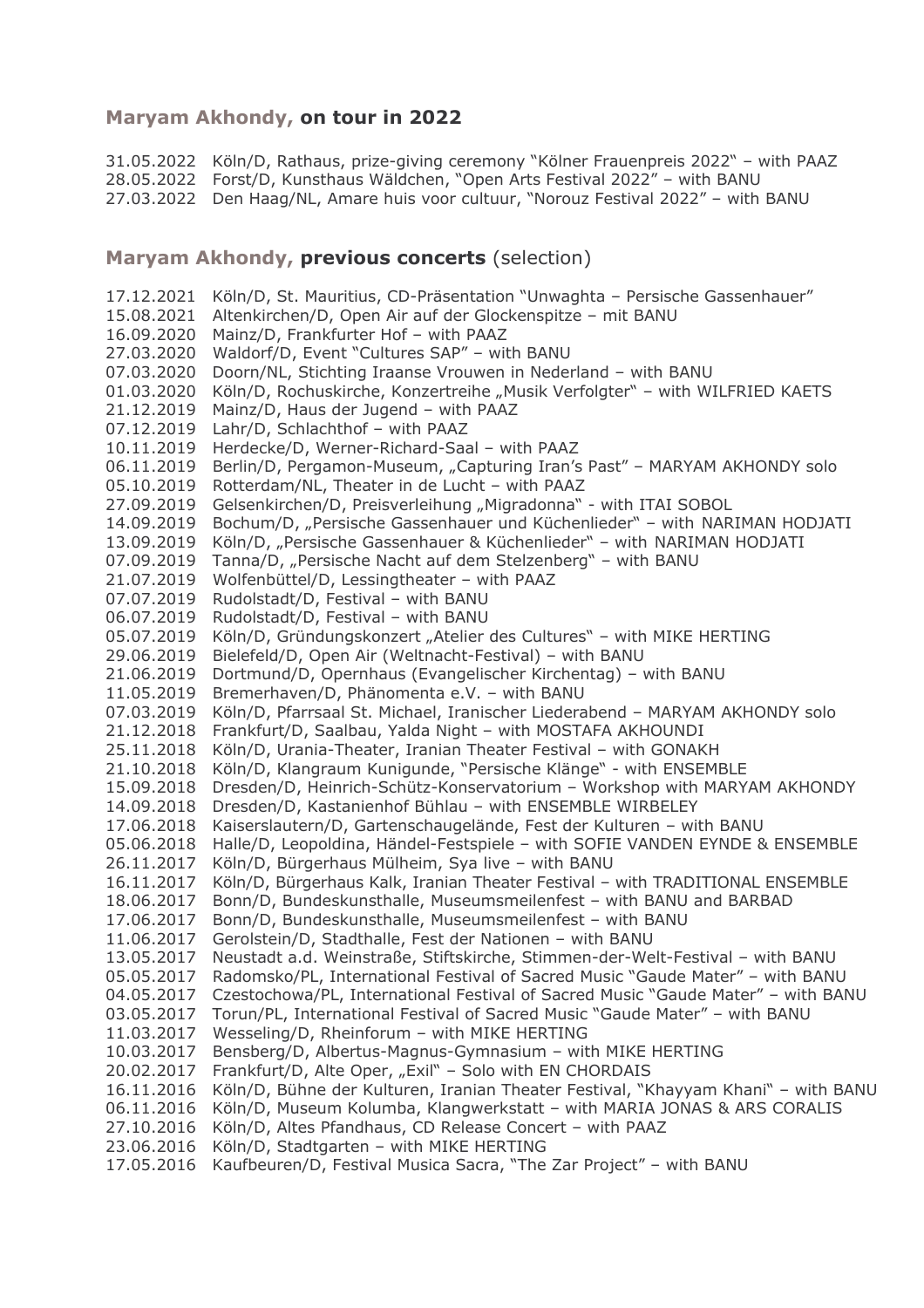## **Maryam Akhondy, on tour in 2022**

31.05.2022 Köln/D, Rathaus, prize-giving ceremony "Kölner Frauenpreis 2022" – with PAAZ
28.05.2022 Forst/D, Kunsthaus Wäldchen, "Open Arts Festival 2022" – with BANU
27.03.2022 Den Haag/NL, Amare huis voor cultuur, "Norouz Festival 2022" – with BANU

## **Maryam Akhondy, previous concerts** (selection)

17.12.2021 Köln/D, St. Mauritius, CD-Präsentation "Unwaghta – Persische Gassenhauer"
15.08.2021 Altenkirchen/D, Open Air auf der Glockenspitze – mit BANU
16.09.2020 Mainz/D, Frankfurter Hof – with PAAZ
27.03.2020 Waldorf/D, Event "Cultures SAP" – with BANU
07.03.2020 Doorn/NL, Stichting Iraanse Vrouwen in Nederland – with BANU
01.03.2020 Köln/D, Rochuskirche, Konzertreihe „Musik Verfolgter" – with WILFRIED KAETS
21.12.2019 Mainz/D, Haus der Jugend – with PAAZ
07.12.2019 Lahr/D, Schlachthof – with PAAZ
10.11.2019 Herdecke/D, Werner-Richard-Saal – with PAAZ
06.11.2019 Berlin/D, Pergamon-Museum, „Capturing Iran's Past" – MARYAM AKHONDY solo
05.10.2019 Rotterdam/NL, Theater in de Lucht – with PAAZ
27.09.2019 Gelsenkirchen/D, Preisverleihung „Migradonna" - with ITAI SOBOL
14.09.2019 Bochum/D, „Persische Gassenhauer und Küchenlieder" – with NARIMAN HODJATI
13.09.2019 Köln/D, „Persische Gassenhauer & Küchenlieder" – with NARIMAN HODJATI
07.09.2019 Tanna/D, „Persische Nacht auf dem Stelzenberg" – with BANU
21.07.2019 Wolfenbüttel/D, Lessingtheater – with PAAZ
07.07.2019 Rudolstadt/D, Festival – with BANU
06.07.2019 Rudolstadt/D, Festival – with BANU
05.07.2019 Köln/D, Gründungskonzert „Atelier des Cultures" – with MIKE HERTING
29.06.2019 Bielefeld/D, Open Air (Weltnacht-Festival) – with BANU
21.06.2019 Dortmund/D, Opernhaus (Evangelischer Kirchentag) – with BANU
11.05.2019 Bremerhaven/D, Phänomenta e.V. – with BANU
07.03.2019 Köln/D, Pfarrsaal St. Michael, Iranischer Liederabend – MARYAM AKHONDY solo
21.12.2018 Frankfurt/D, Saalbau, Yalda Night – with MOSTAFA AKHOUNDI
25.11.2018 Köln/D, Urania-Theater, Iranian Theater Festival – with GONAKH
21.10.2018 Köln/D, Klangraum Kunigunde, "Persische Klänge" - with ENSEMBLE
15.09.2018 Dresden/D, Heinrich-Schütz-Konservatorium – Workshop with MARYAM AKHONDY
14.09.2018 Dresden/D, Kastanienhof Bühlau – with ENSEMBLE WIRBELEY
17.06.2018 Kaiserslautern/D, Gartenschaugelände, Fest der Kulturen – with BANU
05.06.2018 Halle/D, Leopoldina, Händel-Festspiele – with SOFIE VANDEN EYNDE & ENSEMBLE
26.11.2017 Köln/D, Bürgerhaus Mülheim, Sya live – with BANU
16.11.2017 Köln/D, Bürgerhaus Kalk, Iranian Theater Festival – with TRADITIONAL ENSEMBLE
18.06.2017 Bonn/D, Bundeskunsthalle, Museumsmeilenfest – with BANU and BARBAD
17.06.2017 Bonn/D, Bundeskunsthalle, Museumsmeilenfest – with BANU
11.06.2017 Gerolstein/D, Stadthalle, Fest der Nationen – with BANU
13.05.2017 Neustadt a.d. Weinstraße/D, Stiftskirche, Stimmen-der-Welt-Festival – with BANU
05.05.2017 Radomsko/PL, International Festival of Sacred Music "Gaude Mater" – with BANU
04.05.2017 Czestochowa/PL, International Festival of Sacred Music "Gaude Mater" – with BANU
03.05.2017 Torun/PL, International Festival of Sacred Music "Gaude Mater" – with BANU
11.03.2017 Wesseling/D, Rheinforum – with MIKE HERTING
10.03.2017 Bensberg/D, Albertus-Magnus-Gymnasium – with MIKE HERTING
20.02.2017 Frankfurt/D, Alte Oper, „Exil" – Solo with EN CHORDAIS
16.11.2016 Köln/D, Bühne der Kulturen, Iranian Theater Festival, "Khayyam Khani" – with BANU
06.11.2016 Köln/D, Museum Kolumba, Klangwerkstatt – with MARIA JONAS & ARS CORALIS
27.10.2016 Köln/D, Altes Pfandhaus, CD Release Concert – with PAAZ
23.06.2016 Köln/D, Stadtgarten – with MIKE HERTING
17.05.2016 Kaufbeuren/D, Festival Musica Sacra, "The Zar Project" – with BANU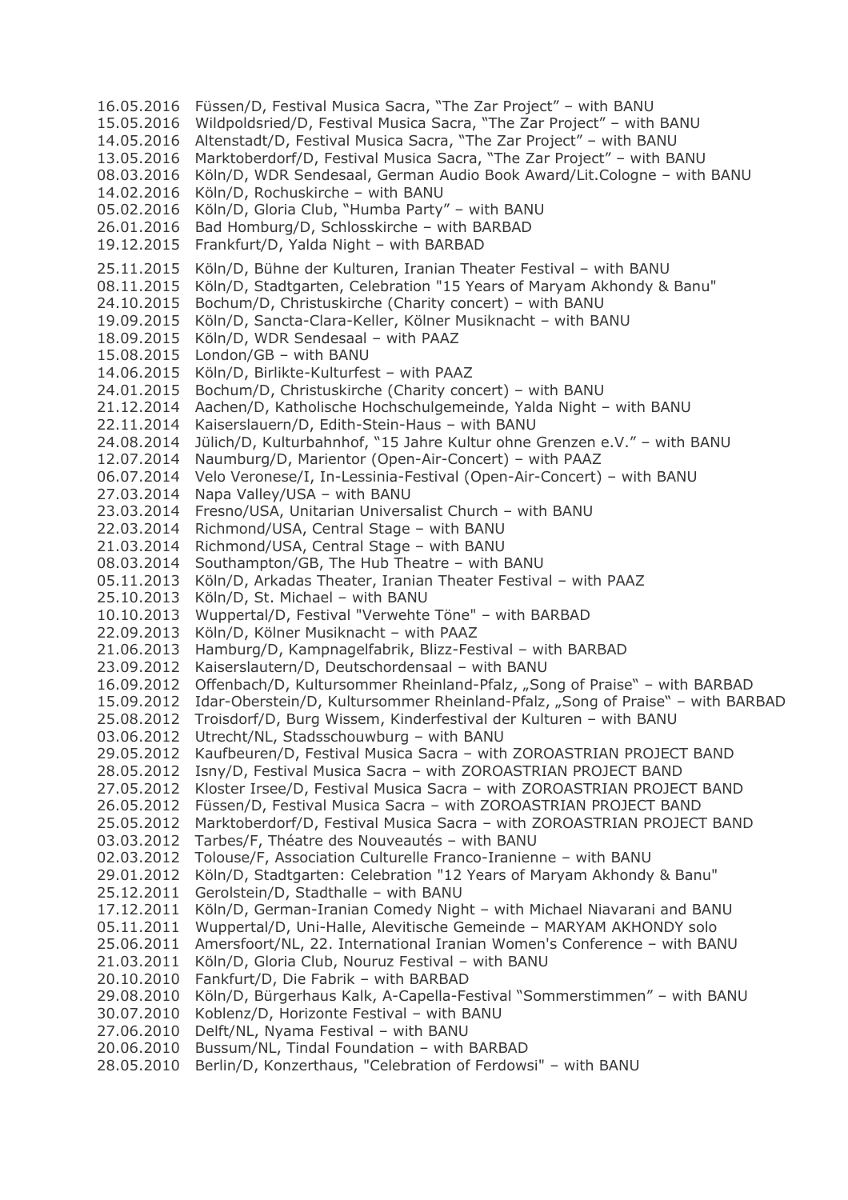16.05.2016 Füssen/D, Festival Musica Sacra, "The Zar Project" – with BANU
15.05.2016 Wildpoldsried/D, Festival Musica Sacra, "The Zar Project" – with BANU
14.05.2016 Altenstadt/D, Festival Musica Sacra, "The Zar Project" – with BANU
13.05.2016 Marktoberdorf/D, Festival Musica Sacra, "The Zar Project" – with BANU
08.03.2016 Köln/D, WDR Sendesaal, German Audio Book Award/Lit.Cologne – with BANU
14.02.2016 Köln/D, Rochuskirche – with BANU
05.02.2016 Köln/D, Gloria Club, "Humba Party" – with BANU
26.01.2016 Bad Homburg/D, Schlosskirche – with BARBAD
19.12.2015 Frankfurt/D, Yalda Night – with BARBAD

25.11.2015 Köln/D, Bühne der Kulturen, Iranian Theater Festival – with BANU
08.11.2015 Köln/D, Stadtgarten, Celebration "15 Years of Maryam Akhondy & Banu"
24.10.2015 Bochum/D, Christuskirche (Charity concert) – with BANU
19.09.2015 Köln/D, Sancta-Clara-Keller, Kölner Musiknacht – with BANU
18.09.2015 Köln/D, WDR Sendesaal – with PAAZ
15.08.2015 London/GB – with BANU
14.06.2015 Köln/D, Birlikte-Kulturfest – with PAAZ
24.01.2015 Bochum/D, Christuskirche (Charity concert) – with BANU
21.12.2014 Aachen/D, Katholische Hochschulgemeinde, Yalda Night – with BANU
22.11.2014 Kaiserslauern/D, Edith-Stein-Haus – with BANU
24.08.2014 Jülich/D, Kulturbahnhof, "15 Jahre Kultur ohne Grenzen e.V." – with BANU
12.07.2014 Naumburg/D, Marientor (Open-Air-Concert) – with PAAZ
06.07.2014 Velo Veronese/I, In-Lessinia-Festival (Open-Air-Concert) – with BANU
27.03.2014 Napa Valley/USA – with BANU
23.03.2014 Fresno/USA, Unitarian Universalist Church – with BANU
22.03.2014 Richmond/USA, Central Stage – with BANU
21.03.2014 Richmond/USA, Central Stage – with BANU
08.03.2014 Southampton/GB, The Hub Theatre – with BANU
05.11.2013 Köln/D, Arkadas Theater, Iranian Theater Festival – with PAAZ
25.10.2013 Köln/D, St. Michael – with BANU
10.10.2013 Wuppertal/D, Festival "Verwehte Töne" – with BARBAD
22.09.2013 Köln/D, Kölner Musiknacht – with PAAZ
21.06.2013 Hamburg/D, Kampnagelfabrik, Blizz-Festival – with BARBAD
23.09.2012 Kaiserslautern/D, Deutschordensaal – with BANU
16.09.2012 Offenbach/D, Kultursommer Rheinland-Pfalz, „Song of Praise" – with BARBAD
15.09.2012 Idar-Oberstein/D, Kultursommer Rheinland-Pfalz, „Song of Praise" – with BARBAD
25.08.2012 Troisdorf/D, Burg Wissem, Kinderfestival der Kulturen – with BANU
03.06.2012 Utrecht/NL, Stadsschouwburg – with BANU
29.05.2012 Kaufbeuren/D, Festival Musica Sacra – with ZOROASTRIAN PROJECT BAND
28.05.2012 Isny/D, Festival Musica Sacra – with ZOROASTRIAN PROJECT BAND
27.05.2012 Kloster Irsee/D, Festival Musica Sacra – with ZOROASTRIAN PROJECT BAND
26.05.2012 Füssen/D, Festival Musica Sacra – with ZOROASTRIAN PROJECT BAND
25.05.2012 Marktoberdorf/D, Festival Musica Sacra – with ZOROASTRIAN PROJECT BAND
03.03.2012 Tarbes/F, Théatre des Nouveautés – with BANU
02.03.2012 Tolouse/F, Association Culturelle Franco-Iranienne – with BANU
29.01.2012 Köln/D, Stadtgarten: Celebration "12 Years of Maryam Akhondy & Banu"
25.12.2011 Gerolstein/D, Stadthalle – with BANU
17.12.2011 Köln/D, German-Iranian Comedy Night – with Michael Niavarani and BANU
05.11.2011 Wuppertal/D, Uni-Halle, Alevitische Gemeinde – MARYAM AKHONDY solo
25.06.2011 Amersfoort/NL, 22. International Iranian Women's Conference – with BANU
21.03.2011 Köln/D, Gloria Club, Nouruz Festival – with BANU
20.10.2010 Fankfurt/D, Die Fabrik – with BARBAD
29.08.2010 Köln/D, Bürgerhaus Kalk, A-Capella-Festival "Sommerstimmen" – with BANU
30.07.2010 Koblenz/D, Horizonte Festival – with BANU
27.06.2010 Delft/NL, Nyama Festival – with BANU
20.06.2010 Bussum/NL, Tindal Foundation – with BARBAD
28.05.2010 Berlin/D, Konzerthaus, "Celebration of Ferdowsi" – with BANU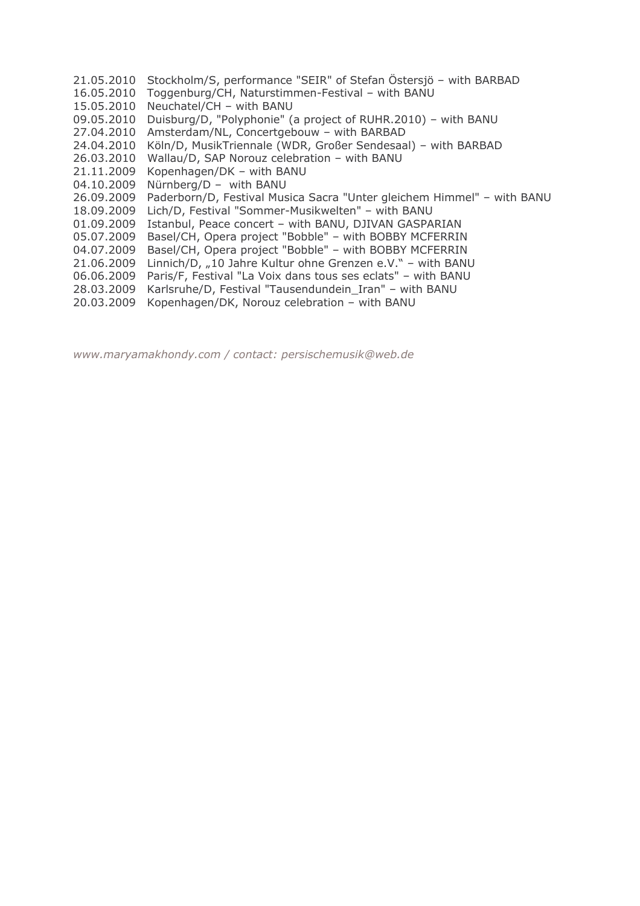21.05.2010 Stockholm/S, performance "SEIR" of Stefan Östersjö – with BARBAD
16.05.2010 Toggenburg/CH, Naturstimmen-Festival – with BANU
15.05.2010 Neuchatel/CH – with BANU
09.05.2010 Duisburg/D, "Polyphonie" (a project of RUHR.2010) – with BANU
27.04.2010 Amsterdam/NL, Concertgebouw – with BARBAD
24.04.2010 Köln/D, MusikTriennale (WDR, Großer Sendesaal) – with BARBAD
26.03.2010 Wallau/D, SAP Norouz celebration – with BANU
21.11.2009 Kopenhagen/DK – with BANU
04.10.2009 Nürnberg/D – with BANU
26.09.2009 Paderborn/D, Festival Musica Sacra "Unter gleichem Himmel" – with BANU
18.09.2009 Lich/D, Festival "Sommer-Musikwelten" – with BANU
01.09.2009 Istanbul, Peace concert – with BANU, DJIVAN GASPARIAN
05.07.2009 Basel/CH, Opera project "Bobble" – with BOBBY MCFERRIN
04.07.2009 Basel/CH, Opera project "Bobble" – with BOBBY MCFERRIN
21.06.2009 Linnich/D, „10 Jahre Kultur ohne Grenzen e.V." – with BANU
06.06.2009 Paris/F, Festival "La Voix dans tous ses eclats" – with BANU
28.03.2009 Karlsruhe/D, Festival "Tausendundein_Iran" – with BANU
20.03.2009 Kopenhagen/DK, Norouz celebration – with BANU

*www.maryamakhondy.com / contact: persischemusik@web.de*